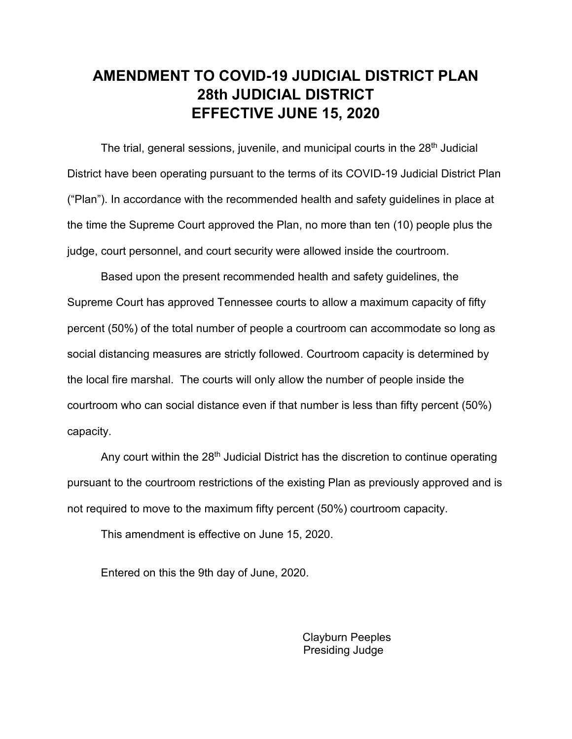# AMENDMENT TO COVID-19 JUDICIAL DISTRICT PLAN
# 28th JUDICIAL DISTRICT
# EFFECTIVE JUNE 15, 2020

The trial, general sessions, juvenile, and municipal courts in the 28th Judicial District have been operating pursuant to the terms of its COVID-19 Judicial District Plan ("Plan"). In accordance with the recommended health and safety guidelines in place at the time the Supreme Court approved the Plan, no more than ten (10) people plus the judge, court personnel, and court security were allowed inside the courtroom.

Based upon the present recommended health and safety guidelines, the Supreme Court has approved Tennessee courts to allow a maximum capacity of fifty percent (50%) of the total number of people a courtroom can accommodate so long as social distancing measures are strictly followed. Courtroom capacity is determined by the local fire marshal. The courts will only allow the number of people inside the courtroom who can social distance even if that number is less than fifty percent (50%) capacity.

Any court within the 28th Judicial District has the discretion to continue operating pursuant to the courtroom restrictions of the existing Plan as previously approved and is not required to move to the maximum fifty percent (50%) courtroom capacity.

This amendment is effective on June 15, 2020.

Entered on this the 9th day of June, 2020.

Clayburn Peeples
Presiding Judge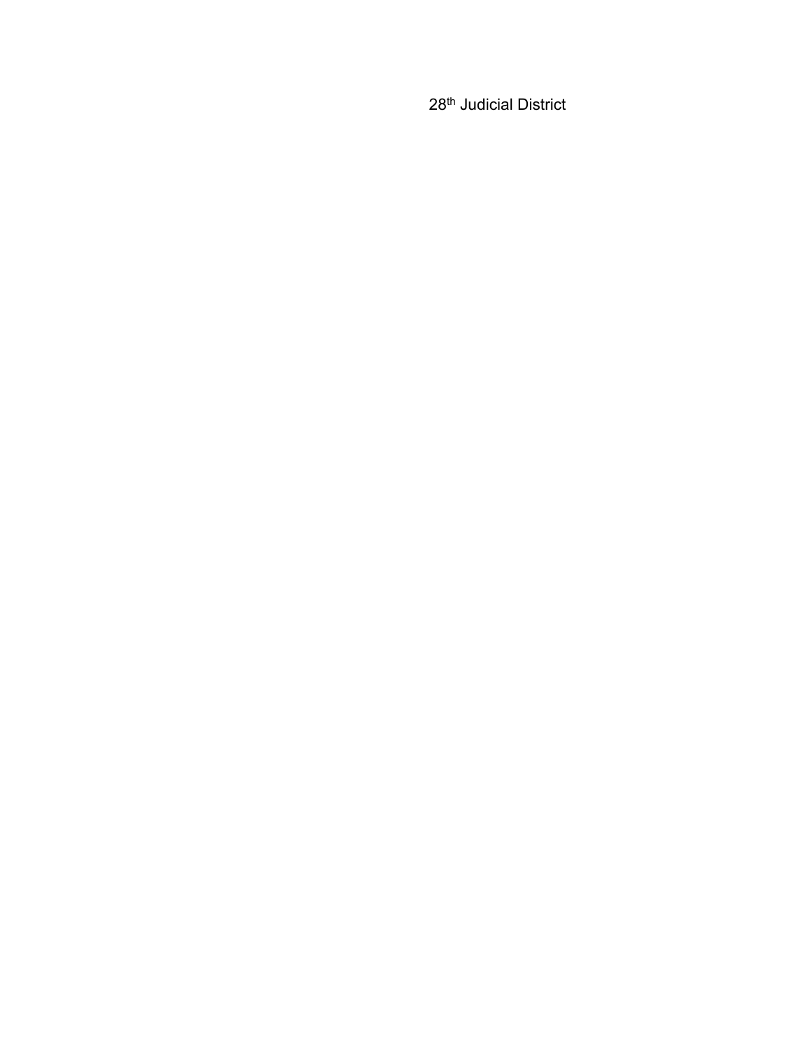28th Judicial District